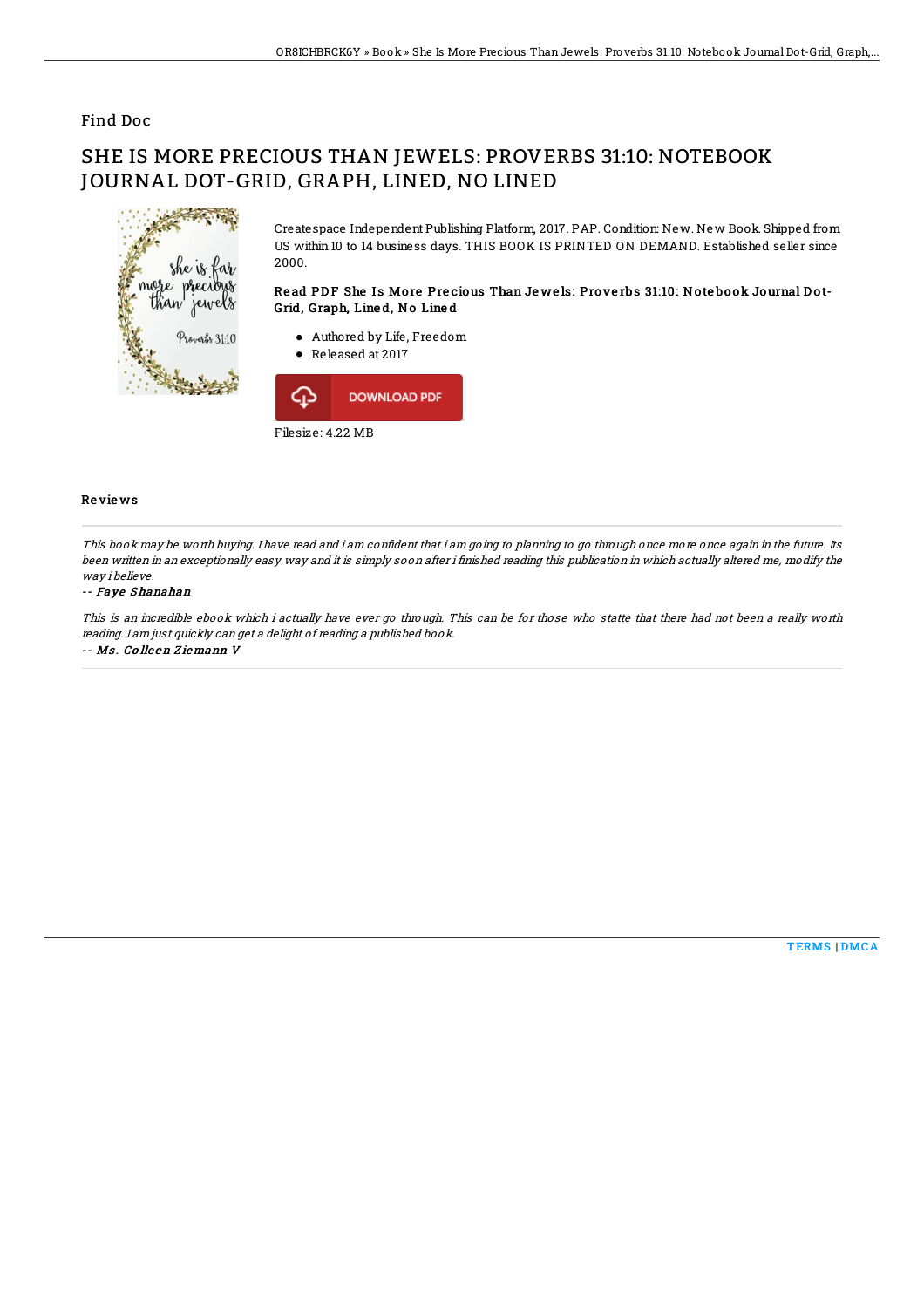Find Doc

# SHE IS MORE PRECIOUS THAN JEWELS: PROVERBS 31:10: NOTEBOOK JOURNAL DOT-GRID, GRAPH, LINED, NO LINED

Createspace Independent Publishing Platform, 2017. PAP. Condition: New. New Book. Shipped from US within 10 to 14 business days. THIS BOOK IS PRINTED ON DEMAND. Established seller since 2000.

### Read PDF She Is More Precious Than Jewels: Proverbs 31:10: Notebook Journal Dot-Grid, Graph, Lined, No Lined

- Authored by Life, Freedom
- Released at 2017

DOWNLOAD PDF

Filesize: 4.22 MB

## Reviews

*This book may be worth buying. I have read and i am confident that i am going to planning to go through once more once again in the future. Its been written in an exceptionally easy way and it is simply soon after i finished reading this publication in which actually altered me, modify the way i believe.*

-- *Faye Shanahan*

*This is an incredible ebook which i actually have ever go through. This can be for those who statte that there had not been a really worth reading. I am just quickly can get a delight of reading a published book.*

-- *Ms. Colleen Ziemann V*

TERMS | DMCA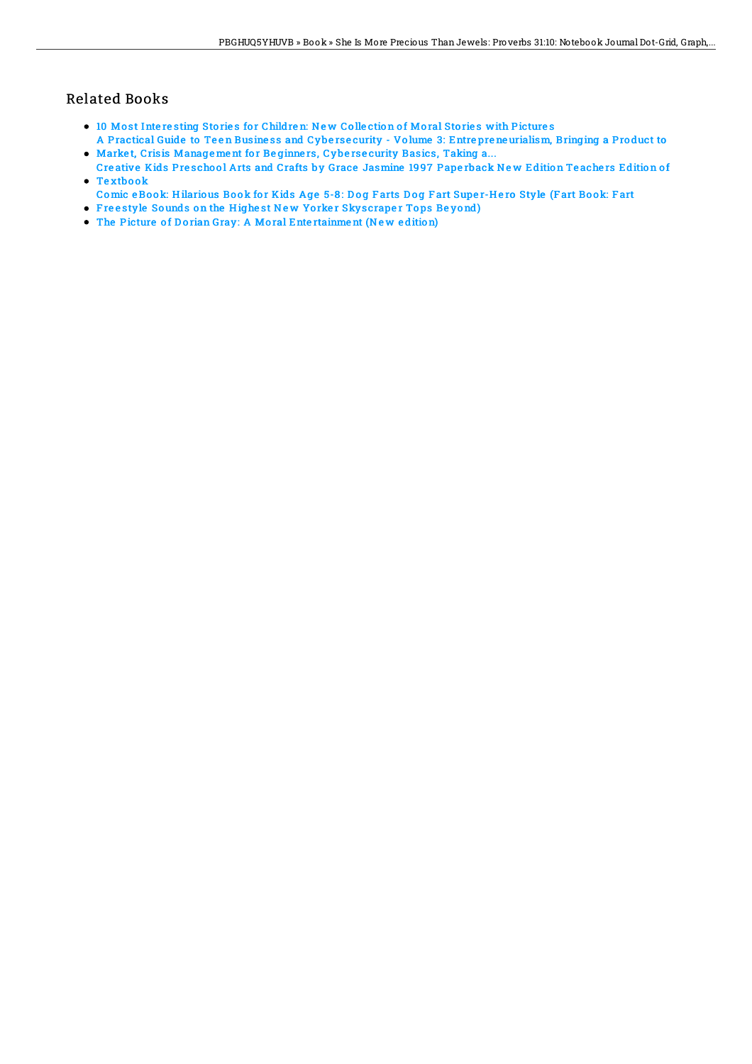## Related Books

- 10 Most Interesting Stories for Children: New Collection of Moral Stories with Pictures
- A Practical Guide to Teen Business and Cybersecurity - Volume 3: Entrepreneurialism, Bringing a Product to Market, Crisis Management for Beginners, Cybersecurity Basics, Taking a...
- Creative Kids Preschool Arts and Crafts by Grace Jasmine 1997 Paperback New Edition Teachers Edition of Textbook
- Comic eBook: Hilarious Book for Kids Age 5-8: Dog Farts Dog Fart Super-Hero Style (Fart Book: Fart Freestyle Sounds on the Highest New Yorker Skyscraper Tops Beyond)
- The Picture of Dorian Gray: A Moral Entertainment (New edition)